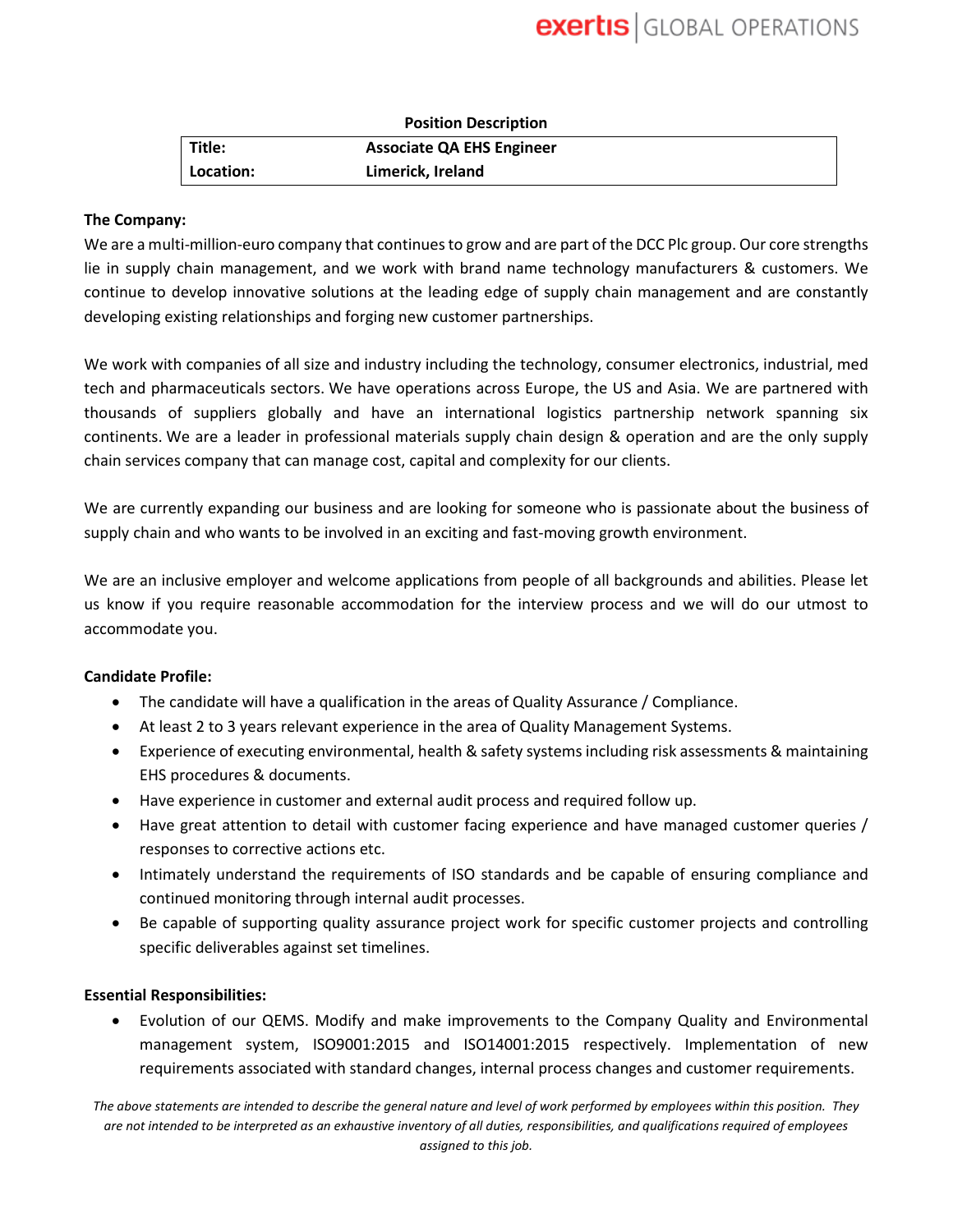**Position Description**

| **Title:** | **Associate QA EHS Engineer** |
|---|---|
| **Location:** | **Limerick, Ireland** |

**The Company:**

We are a multi-million-euro company that continues to grow and are part of the DCC Plc group. Our core strengths lie in supply chain management, and we work with brand name technology manufacturers & customers. We continue to develop innovative solutions at the leading edge of supply chain management and are constantly developing existing relationships and forging new customer partnerships.

We work with companies of all size and industry including the technology, consumer electronics, industrial, med tech and pharmaceuticals sectors. We have operations across Europe, the US and Asia. We are partnered with thousands of suppliers globally and have an international logistics partnership network spanning six continents. We are a leader in professional materials supply chain design & operation and are the only supply chain services company that can manage cost, capital and complexity for our clients.

We are currently expanding our business and are looking for someone who is passionate about the business of supply chain and who wants to be involved in an exciting and fast-moving growth environment.

We are an inclusive employer and welcome applications from people of all backgrounds and abilities. Please let us know if you require reasonable accommodation for the interview process and we will do our utmost to accommodate you.

**Candidate Profile:**

- The candidate will have a qualification in the areas of Quality Assurance / Compliance.
- At least 2 to 3 years relevant experience in the area of Quality Management Systems.
- Experience of executing environmental, health & safety systems including risk assessments & maintaining EHS procedures & documents.
- Have experience in customer and external audit process and required follow up.
- Have great attention to detail with customer facing experience and have managed customer queries / responses to corrective actions etc.
- Intimately understand the requirements of ISO standards and be capable of ensuring compliance and continued monitoring through internal audit processes.
- Be capable of supporting quality assurance project work for specific customer projects and controlling specific deliverables against set timelines.

**Essential Responsibilities:**

- Evolution of our QEMS. Modify and make improvements to the Company Quality and Environmental management system, ISO9001:2015 and ISO14001:2015 respectively. Implementation of new requirements associated with standard changes, internal process changes and customer requirements.

*The above statements are intended to describe the general nature and level of work performed by employees within this position. They are not intended to be interpreted as an exhaustive inventory of all duties, responsibilities, and qualifications required of employees assigned to this job.*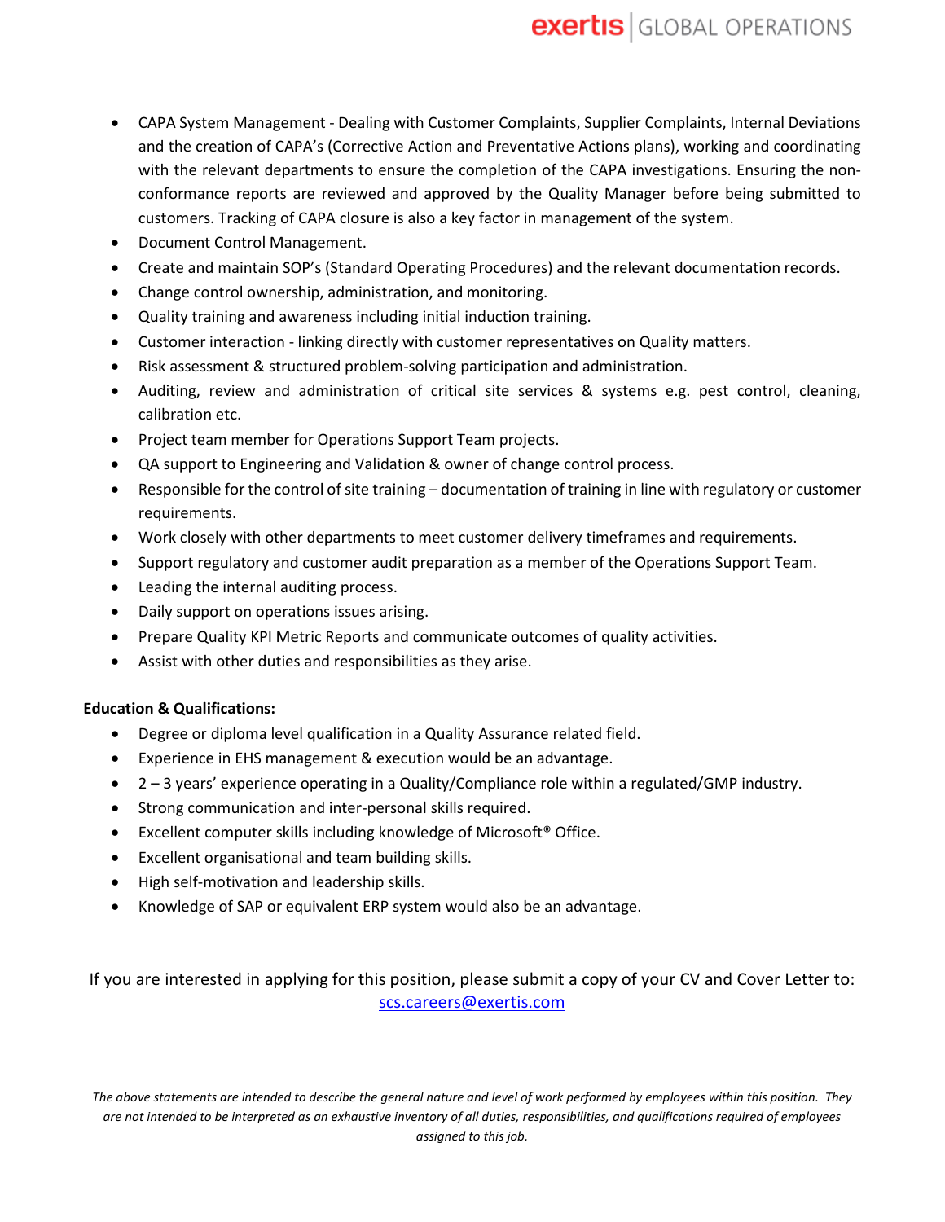- CAPA System Management - Dealing with Customer Complaints, Supplier Complaints, Internal Deviations and the creation of CAPA's (Corrective Action and Preventative Actions plans), working and coordinating with the relevant departments to ensure the completion of the CAPA investigations. Ensuring the non-conformance reports are reviewed and approved by the Quality Manager before being submitted to customers. Tracking of CAPA closure is also a key factor in management of the system.
- Document Control Management.
- Create and maintain SOP's (Standard Operating Procedures) and the relevant documentation records.
- Change control ownership, administration, and monitoring.
- Quality training and awareness including initial induction training.
- Customer interaction - linking directly with customer representatives on Quality matters.
- Risk assessment & structured problem-solving participation and administration.
- Auditing, review and administration of critical site services & systems e.g. pest control, cleaning, calibration etc.
- Project team member for Operations Support Team projects.
- QA support to Engineering and Validation & owner of change control process.
- Responsible for the control of site training – documentation of training in line with regulatory or customer requirements.
- Work closely with other departments to meet customer delivery timeframes and requirements.
- Support regulatory and customer audit preparation as a member of the Operations Support Team.
- Leading the internal auditing process.
- Daily support on operations issues arising.
- Prepare Quality KPI Metric Reports and communicate outcomes of quality activities.
- Assist with other duties and responsibilities as they arise.

**Education & Qualifications:**

- Degree or diploma level qualification in a Quality Assurance related field.
- Experience in EHS management & execution would be an advantage.
- 2 – 3 years' experience operating in a Quality/Compliance role within a regulated/GMP industry.
- Strong communication and inter-personal skills required.
- Excellent computer skills including knowledge of Microsoft® Office.
- Excellent organisational and team building skills.
- High self-motivation and leadership skills.
- Knowledge of SAP or equivalent ERP system would also be an advantage.

If you are interested in applying for this position, please submit a copy of your CV and Cover Letter to: scs.careers@exertis.com

*The above statements are intended to describe the general nature and level of work performed by employees within this position. They are not intended to be interpreted as an exhaustive inventory of all duties, responsibilities, and qualifications required of employees assigned to this job.*